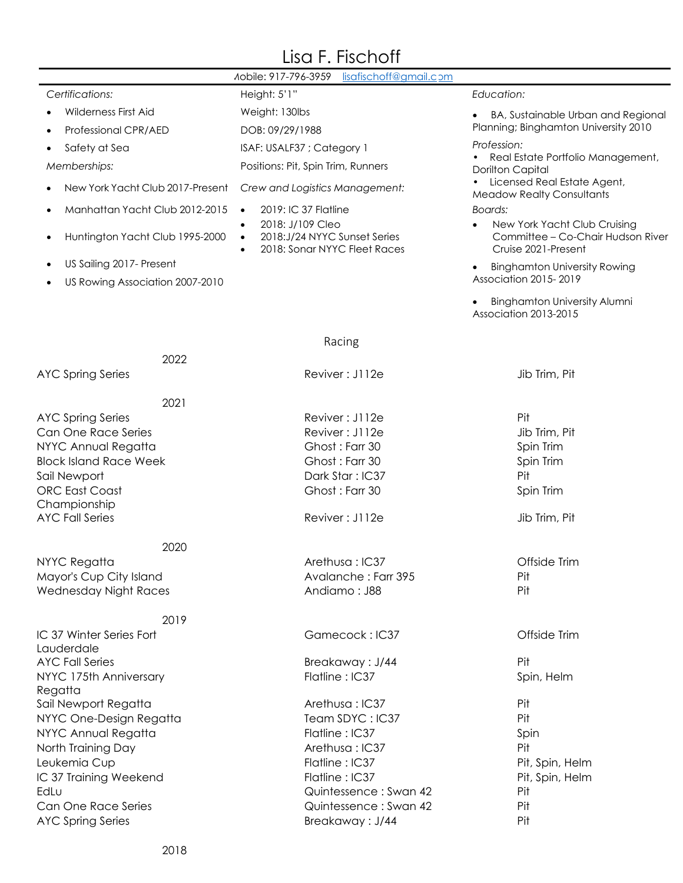# Lisa F. Fischoff

Mobile: 917-796-3959 lisafischoff@gmail.com

*Certifications:*

- Wilderness First Aid
- Professional CPR/AED
- Safety at Sea

*Memberships:*

- New York Yacht Club 2017-Present
- Manhattan Yacht Club 2012-2015
- Huntington Yacht Club 1995-2000
- US Sailing 2017- Present
- US Rowing Association 2007-2010

Height: 5'1"

Weight: 130lbs

DOB: 09/29/1988

ISAF: USALF37 ; Category 1

Positions: Pit, Spin Trim, Runners

*Crew and Logistics Management:*

- 2019: IC 37 Flatline
- 2018: J/109 Cleo
- 2018:J/24 NYYC Sunset Series
- 2018: Sonar NYYC Fleet Races

*Education:*

- BA, Sustainable Urban and Regional Planning; Binghamton University 2010

*Profession:*

- Real Estate Portfolio Management, Dorilton Capital
- Licensed Real Estate Agent, Meadow Realty Consultants

*Boards:*

- New York Yacht Club Cruising Committee – Co-Chair Hudson River Cruise 2021-Present
- Binghamton University Rowing Association 2015- 2019
- Binghamton University Alumni Association 2013-2015

## Racing

| Event | Boat | Position |
|---|---|---|
| **2022** | | |
| AYC Spring Series | Reviver : J112e | Jib Trim, Pit |
| **2021** | | |
| AYC Spring Series | Reviver : J112e | Pit |
| Can One Race Series | Reviver : J112e | Jib Trim, Pit |
| NYYC Annual Regatta | Ghost : Farr 30 | Spin Trim |
| Block Island Race Week | Ghost : Farr 30 | Spin Trim |
| Sail Newport | Dark Star : IC37 | Pit |
| ORC East Coast Championship | Ghost : Farr 30 | Spin Trim |
| AYC Fall Series | Reviver : J112e | Jib Trim, Pit |
| **2020** | | |
| NYYC Regatta | Arethusa : IC37 | Offside Trim |
| Mayor's Cup City Island | Avalanche : Farr 395 | Pit |
| Wednesday Night Races | Andiamo : J88 | Pit |
| **2019** | | |
| IC 37 Winter Series Fort Lauderdale | Gamecock : IC37 | Offside Trim |
| AYC Fall Series | Breakaway : J/44 | Pit |
| NYYC 175th Anniversary Regatta | Flatline : IC37 | Spin, Helm |
| Sail Newport Regatta | Arethusa : IC37 | Pit |
| NYYC One-Design Regatta | Team SDYC : IC37 | Pit |
| NYYC Annual Regatta | Flatline : IC37 | Spin |
| North Training Day | Arethusa : IC37 | Pit |
| Leukemia Cup | Flatline : IC37 | Pit, Spin, Helm |
| IC 37 Training Weekend | Flatline : IC37 | Pit, Spin, Helm |
| EdLu | Quintessence : Swan 42 | Pit |
| Can One Race Series | Quintessence : Swan 42 | Pit |
| AYC Spring Series | Breakaway : J/44 | Pit |
| **2018** | | |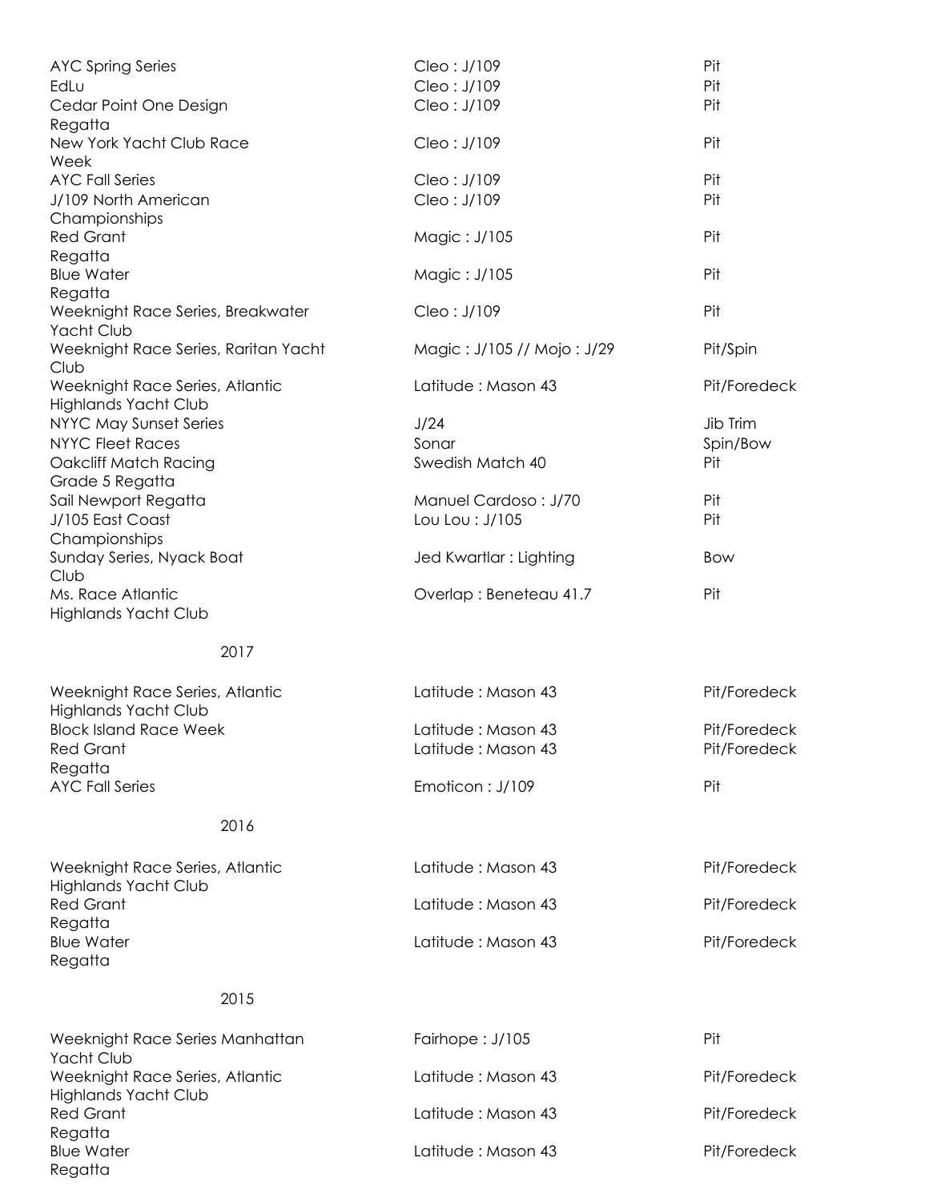| | | |
|---|---|---|
| AYC Spring Series | Cleo : J/109 | Pit |
| EdLu | Cleo : J/109 | Pit |
| Cedar Point One Design Regatta | Cleo : J/109 | Pit |
| New York Yacht Club Race Week | Cleo : J/109 | Pit |
| AYC Fall Series | Cleo : J/109 | Pit |
| J/109 North American Championships | Cleo : J/109 | Pit |
| Red Grant Regatta | Magic : J/105 | Pit |
| Blue Water Regatta | Magic : J/105 | Pit |
| Weeknight Race Series, Breakwater Yacht Club | Cleo : J/109 | Pit |
| Weeknight Race Series, Raritan Yacht Club | Magic : J/105 // Mojo : J/29 | Pit/Spin |
| Weeknight Race Series, Atlantic Highlands Yacht Club | Latitude : Mason 43 | Pit/Foredeck |
| NYYC May Sunset Series | J/24 | Jib Trim |
| NYYC Fleet Races | Sonar | Spin/Bow |
| Oakcliff Match Racing Grade 5 Regatta | Swedish Match 40 | Pit |
| Sail Newport Regatta | Manuel Cardoso : J/70 | Pit |
| J/105 East Coast Championships | Lou Lou : J/105 | Pit |
| Sunday Series, Nyack Boat Club | Jed Kwartlar : Lighting | Bow |
| Ms. Race Atlantic Highlands Yacht Club | Overlap : Beneteau 41.7 | Pit |

## 2017

| | | |
|---|---|---|
| Weeknight Race Series, Atlantic Highlands Yacht Club | Latitude : Mason 43 | Pit/Foredeck |
| Block Island Race Week | Latitude : Mason 43 | Pit/Foredeck |
| Red Grant Regatta | Latitude : Mason 43 | Pit/Foredeck |
| AYC Fall Series | Emoticon : J/109 | Pit |

## 2016

| | | |
|---|---|---|
| Weeknight Race Series, Atlantic Highlands Yacht Club | Latitude : Mason 43 | Pit/Foredeck |
| Red Grant Regatta | Latitude : Mason 43 | Pit/Foredeck |
| Blue Water Regatta | Latitude : Mason 43 | Pit/Foredeck |

## 2015

| | | |
|---|---|---|
| Weeknight Race Series Manhattan Yacht Club | Fairhope : J/105 | Pit |
| Weeknight Race Series, Atlantic Highlands Yacht Club | Latitude : Mason 43 | Pit/Foredeck |
| Red Grant Regatta | Latitude : Mason 43 | Pit/Foredeck |
| Blue Water Regatta | Latitude : Mason 43 | Pit/Foredeck |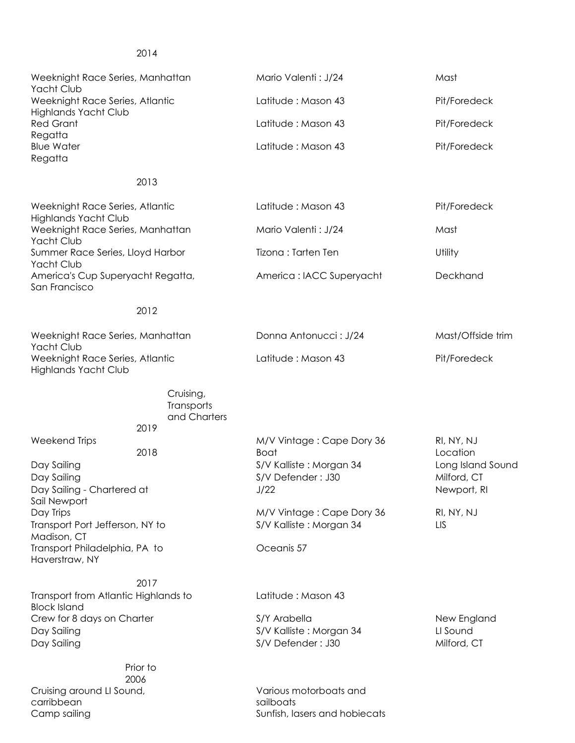2014

| | | |
|---|---|---|
| Weeknight Race Series, Manhattan Yacht Club | Mario Valenti : J/24 | Mast |
| Weeknight Race Series, Atlantic Highlands Yacht Club | Latitude : Mason 43 | Pit/Foredeck |
| Red Grant Regatta | Latitude : Mason 43 | Pit/Foredeck |
| Blue Water Regatta | Latitude : Mason 43 | Pit/Foredeck |

2013

| | | |
|---|---|---|
| Weeknight Race Series, Atlantic Highlands Yacht Club | Latitude : Mason 43 | Pit/Foredeck |
| Weeknight Race Series, Manhattan Yacht Club | Mario Valenti : J/24 | Mast |
| Summer Race Series, Lloyd Harbor Yacht Club | Tizona : Tarten Ten | Utility |
| America's Cup Superyacht Regatta, San Francisco | America : IACC Superyacht | Deckhand |

2012

| | | |
|---|---|---|
| Weeknight Race Series, Manhattan Yacht Club | Donna Antonucci : J/24 | Mast/Offside trim |
| Weeknight Race Series, Atlantic Highlands Yacht Club | Latitude : Mason 43 | Pit/Foredeck |

## Cruising, Transports and Charters

2019

| | | |
|---|---|---|
| Weekend Trips | M/V Vintage : Cape Dory 36 | RI, NY, NJ |

2018

| | Boat | Location |
|---|---|---|
| Day Sailing | S/V Kalliste : Morgan 34 | Long Island Sound |
| Day Sailing | S/V Defender : J30 | Milford, CT |
| Day Sailing - Chartered at Sail Newport | J/22 | Newport, RI |
| Day Trips | M/V Vintage : Cape Dory 36 | RI, NY, NJ |
| Transport Port Jefferson, NY to Madison, CT | S/V Kalliste : Morgan 34 | LIS |
| Transport Philadelphia, PA to Haverstraw, NY | Oceanis 57 | |

2017

| | | |
|---|---|---|
| Transport from Atlantic Highlands to Block Island | Latitude : Mason 43 | |
| Crew for 8 days on Charter | S/Y Arabella | New England |
| Day Sailing | S/V Kalliste : Morgan 34 | LI Sound |
| Day Sailing | S/V Defender : J30 | Milford, CT |

Prior to 2006

| | |
|---|---|
| Cruising around LI Sound, carribbean | Various motorboats and sailboats |
| Camp sailing | Sunfish, lasers and hobiecats |